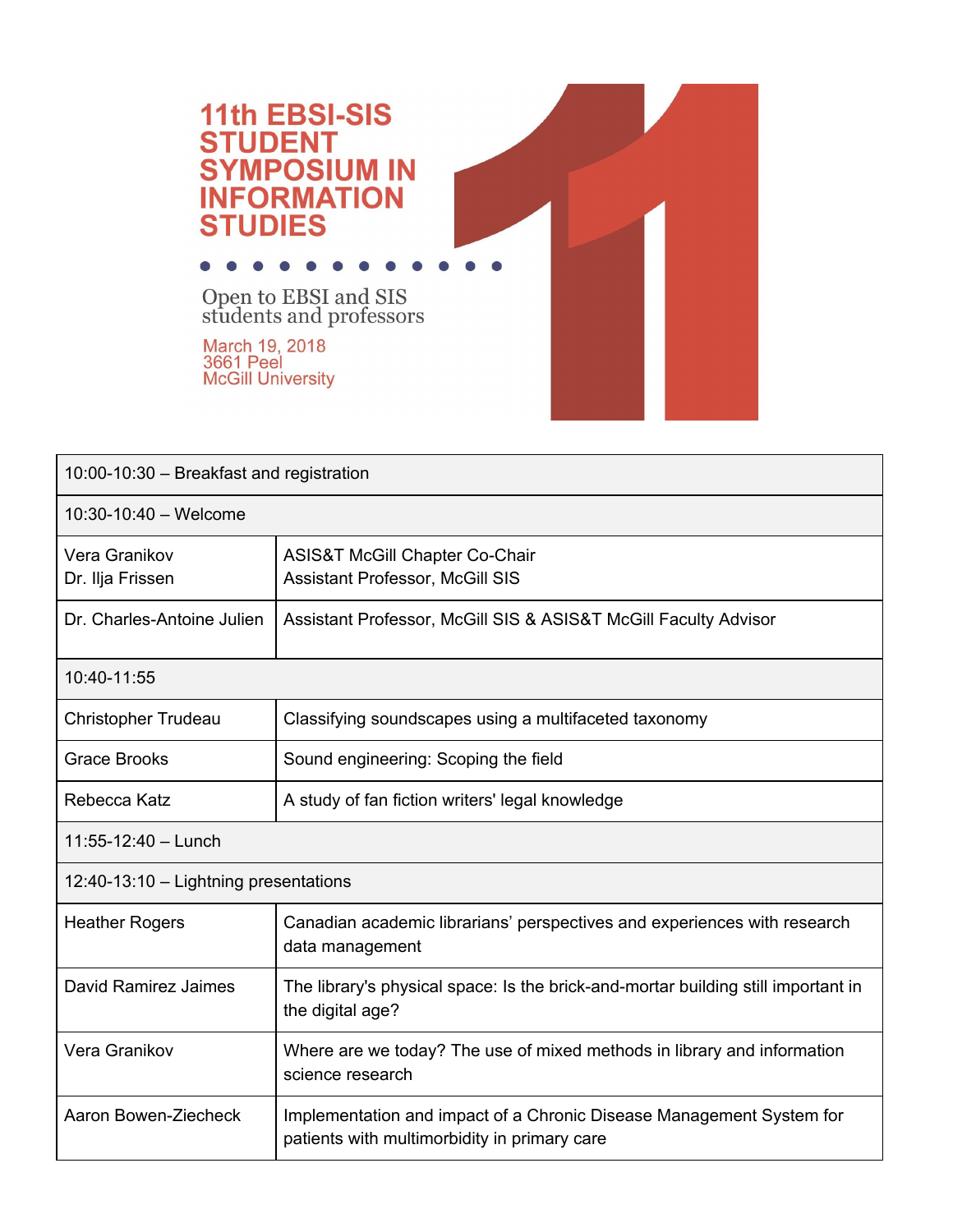# 11th EBSI-SIS STUDENT SYMPOSIUM IN INFORMATION STUDIES

Open to EBSI and SIS students and professors

March 19, 2018
3661 Peel
McGill University

| 10:00-10:30 – Breakfast and registration | |
|---|---|
| 10:30-10:40 – Welcome | |
| Vera Granikov<br>Dr. Ilja Frissen | ASIS&T McGill Chapter Co-Chair<br>Assistant Professor, McGill SIS |
| Dr. Charles-Antoine Julien | Assistant Professor, McGill SIS & ASIS&T McGill Faculty Advisor |
| 10:40-11:55 | |
| Christopher Trudeau | Classifying soundscapes using a multifaceted taxonomy |
| Grace Brooks | Sound engineering: Scoping the field |
| Rebecca Katz | A study of fan fiction writers' legal knowledge |
| 11:55-12:40 – Lunch | |
| 12:40-13:10 – Lightning presentations | |
| Heather Rogers | Canadian academic librarians' perspectives and experiences with research data management |
| David Ramirez Jaimes | The library's physical space: Is the brick-and-mortar building still important in the digital age? |
| Vera Granikov | Where are we today? The use of mixed methods in library and information science research |
| Aaron Bowen-Ziecheck | Implementation and impact of a Chronic Disease Management System for patients with multimorbidity in primary care |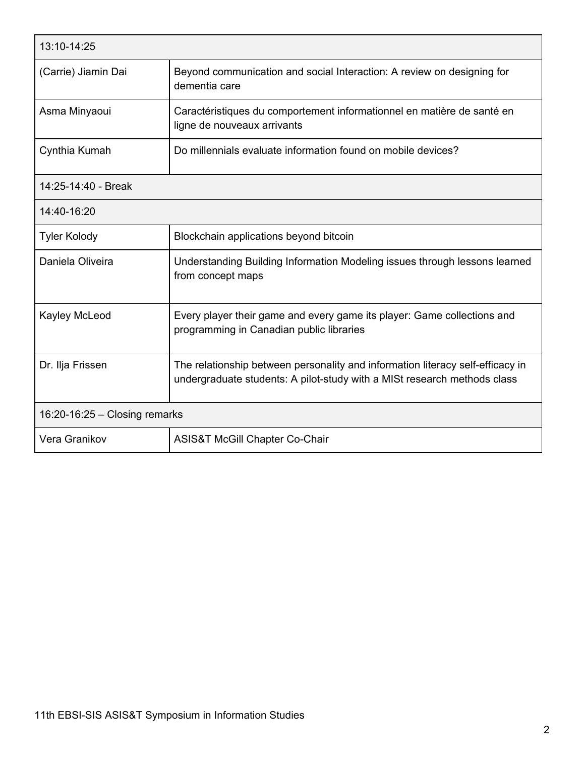| 13:10-14:25 | |
|---|---|
| (Carrie) Jiamin Dai | Beyond communication and social Interaction: A review on designing for dementia care |
| Asma Minyaoui | Caractéristiques du comportement informationnel en matière de santé en ligne de nouveaux arrivants |
| Cynthia Kumah | Do millennials evaluate information found on mobile devices? |
| 14:25-14:40 - Break | |
| 14:40-16:20 | |
| Tyler Kolody | Blockchain applications beyond bitcoin |
| Daniela Oliveira | Understanding Building Information Modeling issues through lessons learned from concept maps |
| Kayley McLeod | Every player their game and every game its player: Game collections and programming in Canadian public libraries |
| Dr. Ilja Frissen | The relationship between personality and information literacy self-efficacy in undergraduate students: A pilot-study with a MISt research methods class |
| 16:20-16:25 – Closing remarks | |
| Vera Granikov | ASIS&T McGill Chapter Co-Chair |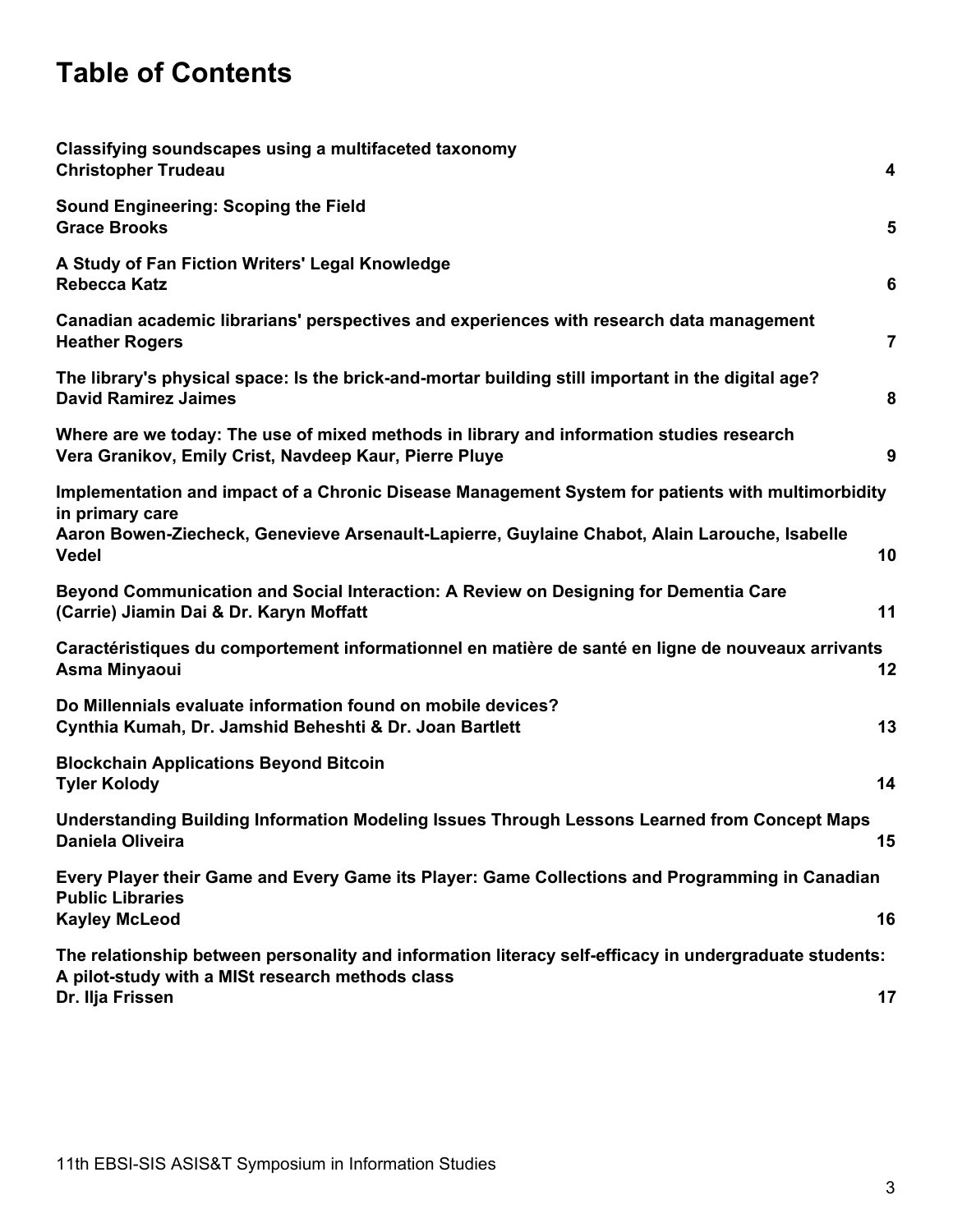# Table of Contents

**Classifying soundscapes using a multifaceted taxonomy**
**Christopher Trudeau** **4**

**Sound Engineering: Scoping the Field**
**Grace Brooks** **5**

**A Study of Fan Fiction Writers' Legal Knowledge**
**Rebecca Katz** **6**

**Canadian academic librarians' perspectives and experiences with research data management**
**Heather Rogers** **7**

**The library's physical space: Is the brick-and-mortar building still important in the digital age?**
**David Ramirez Jaimes** **8**

**Where are we today: The use of mixed methods in library and information studies research**
**Vera Granikov, Emily Crist, Navdeep Kaur, Pierre Pluye** **9**

**Implementation and impact of a Chronic Disease Management System for patients with multimorbidity in primary care**
**Aaron Bowen-Ziecheck, Genevieve Arsenault-Lapierre, Guylaine Chabot, Alain Larouche, Isabelle Vedel** **10**

**Beyond Communication and Social Interaction: A Review on Designing for Dementia Care**
**(Carrie) Jiamin Dai & Dr. Karyn Moffatt** **11**

**Caractéristiques du comportement informationnel en matière de santé en ligne de nouveaux arrivants**
**Asma Minyaoui** **12**

**Do Millennials evaluate information found on mobile devices?**
**Cynthia Kumah, Dr. Jamshid Beheshti & Dr. Joan Bartlett** **13**

**Blockchain Applications Beyond Bitcoin**
**Tyler Kolody** **14**

**Understanding Building Information Modeling Issues Through Lessons Learned from Concept Maps**
**Daniela Oliveira** **15**

**Every Player their Game and Every Game its Player: Game Collections and Programming in Canadian Public Libraries**
**Kayley McLeod** **16**

**The relationship between personality and information literacy self-efficacy in undergraduate students: A pilot-study with a MISt research methods class**
**Dr. Ilja Frissen** **17**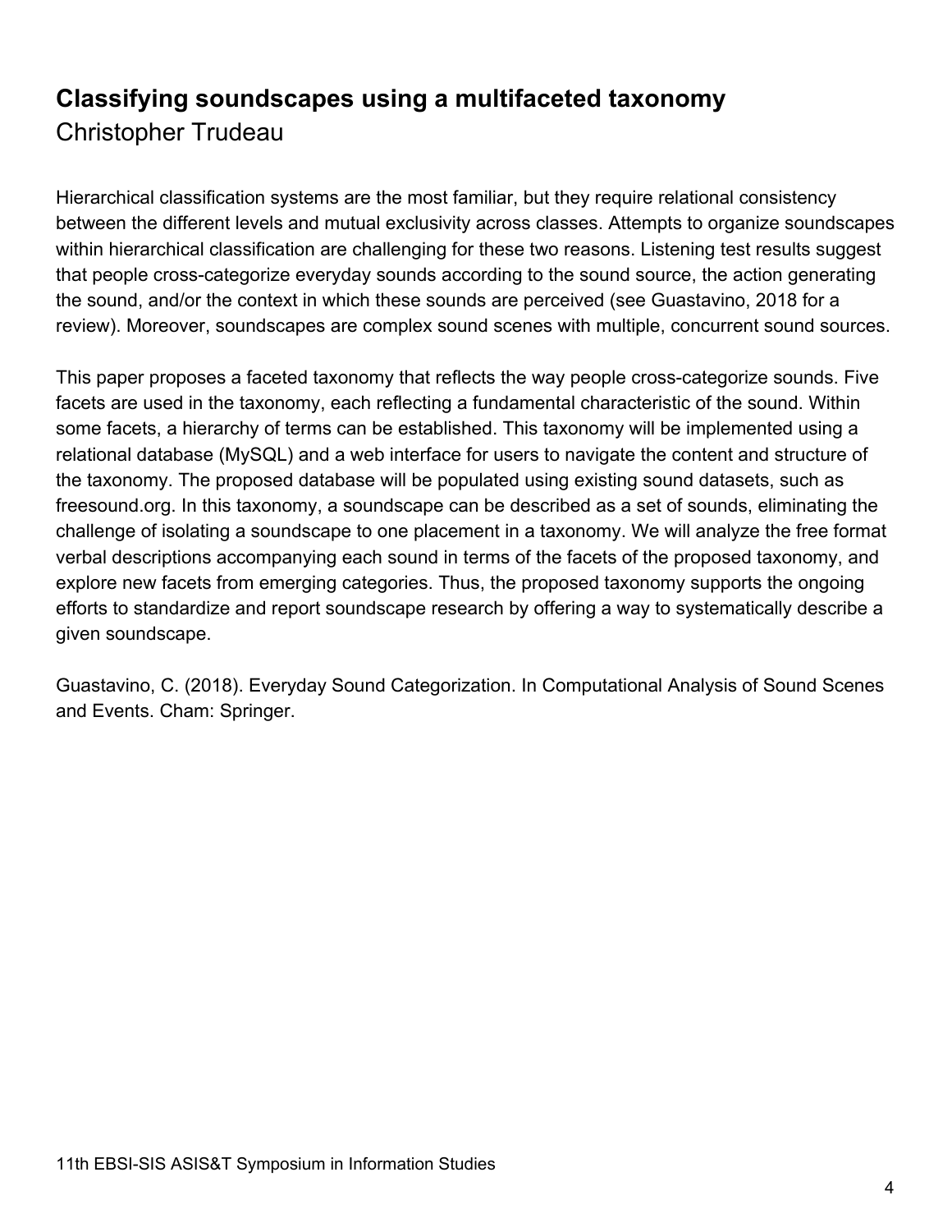## Classifying soundscapes using a multifaceted taxonomy

Christopher Trudeau

Hierarchical classification systems are the most familiar, but they require relational consistency between the different levels and mutual exclusivity across classes. Attempts to organize soundscapes within hierarchical classification are challenging for these two reasons. Listening test results suggest that people cross-categorize everyday sounds according to the sound source, the action generating the sound, and/or the context in which these sounds are perceived (see Guastavino, 2018 for a review). Moreover, soundscapes are complex sound scenes with multiple, concurrent sound sources.

This paper proposes a faceted taxonomy that reflects the way people cross-categorize sounds. Five facets are used in the taxonomy, each reflecting a fundamental characteristic of the sound. Within some facets, a hierarchy of terms can be established. This taxonomy will be implemented using a relational database (MySQL) and a web interface for users to navigate the content and structure of the taxonomy. The proposed database will be populated using existing sound datasets, such as freesound.org. In this taxonomy, a soundscape can be described as a set of sounds, eliminating the challenge of isolating a soundscape to one placement in a taxonomy. We will analyze the free format verbal descriptions accompanying each sound in terms of the facets of the proposed taxonomy, and explore new facets from emerging categories. Thus, the proposed taxonomy supports the ongoing efforts to standardize and report soundscape research by offering a way to systematically describe a given soundscape.

Guastavino, C. (2018). Everyday Sound Categorization. In Computational Analysis of Sound Scenes and Events. Cham: Springer.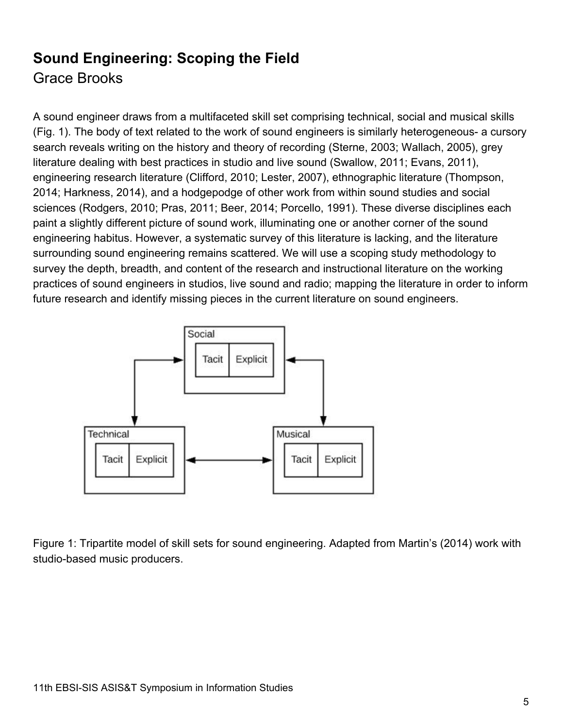## Sound Engineering: Scoping the Field

Grace Brooks

A sound engineer draws from a multifaceted skill set comprising technical, social and musical skills (Fig. 1). The body of text related to the work of sound engineers is similarly heterogeneous- a cursory search reveals writing on the history and theory of recording (Sterne, 2003; Wallach, 2005), grey literature dealing with best practices in studio and live sound (Swallow, 2011; Evans, 2011), engineering research literature (Clifford, 2010; Lester, 2007), ethnographic literature (Thompson, 2014; Harkness, 2014), and a hodgepodge of other work from within sound studies and social sciences (Rodgers, 2010; Pras, 2011; Beer, 2014; Porcello, 1991). These diverse disciplines each paint a slightly different picture of sound work, illuminating one or another corner of the sound engineering habitus. However, a systematic survey of this literature is lacking, and the literature surrounding sound engineering remains scattered. We will use a scoping study methodology to survey the depth, breadth, and content of the research and instructional literature on the working practices of sound engineers in studios, live sound and radio; mapping the literature in order to inform future research and identify missing pieces in the current literature on sound engineers.

Figure 1: Tripartite model of skill sets for sound engineering. Adapted from Martin's (2014) work with studio-based music producers.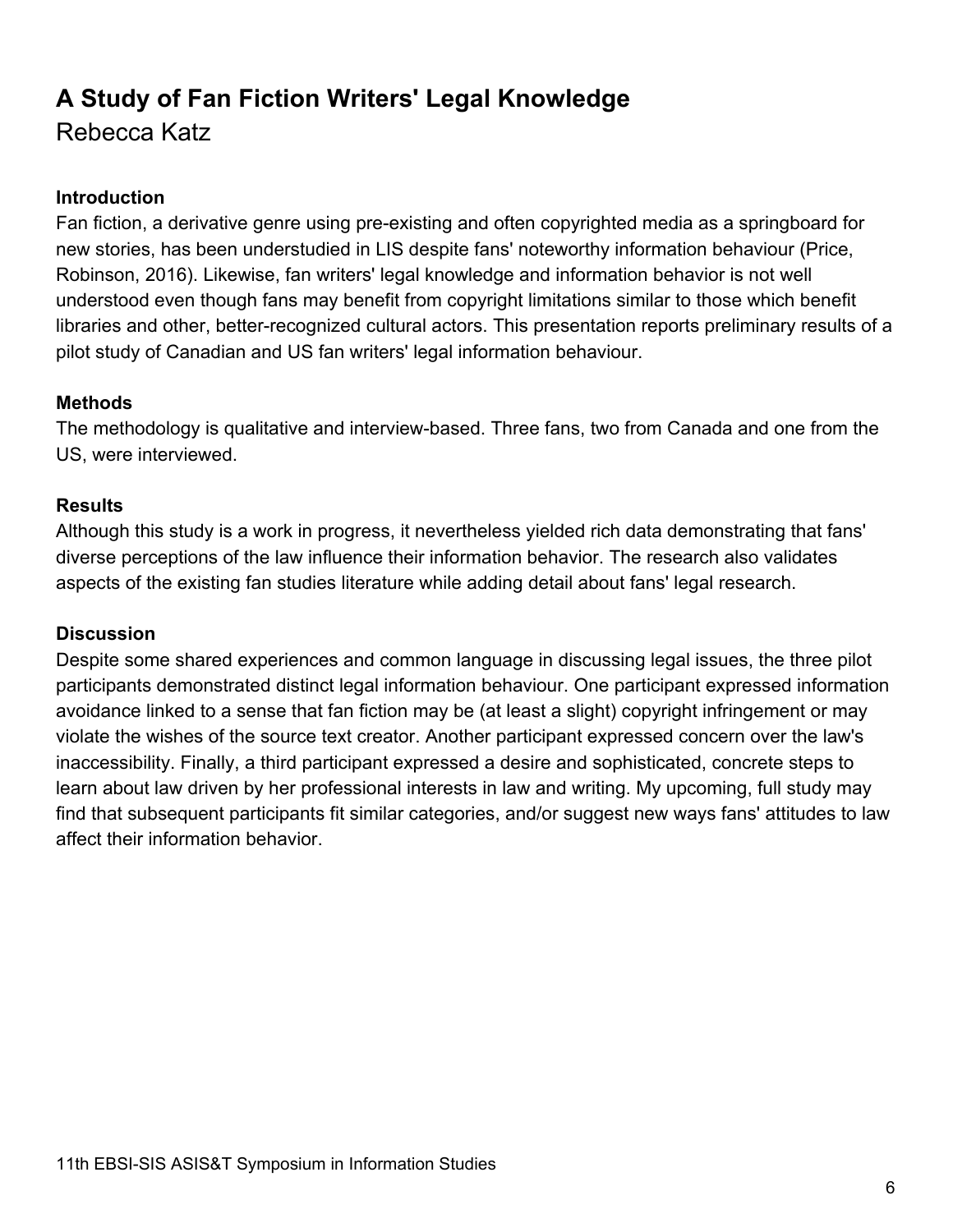# A Study of Fan Fiction Writers' Legal Knowledge

Rebecca Katz

## Introduction

Fan fiction, a derivative genre using pre-existing and often copyrighted media as a springboard for new stories, has been understudied in LIS despite fans' noteworthy information behaviour (Price, Robinson, 2016). Likewise, fan writers' legal knowledge and information behavior is not well understood even though fans may benefit from copyright limitations similar to those which benefit libraries and other, better-recognized cultural actors. This presentation reports preliminary results of a pilot study of Canadian and US fan writers' legal information behaviour.

## Methods

The methodology is qualitative and interview-based. Three fans, two from Canada and one from the US, were interviewed.

## Results

Although this study is a work in progress, it nevertheless yielded rich data demonstrating that fans' diverse perceptions of the law influence their information behavior. The research also validates aspects of the existing fan studies literature while adding detail about fans' legal research.

## Discussion

Despite some shared experiences and common language in discussing legal issues, the three pilot participants demonstrated distinct legal information behaviour. One participant expressed information avoidance linked to a sense that fan fiction may be (at least a slight) copyright infringement or may violate the wishes of the source text creator. Another participant expressed concern over the law's inaccessibility. Finally, a third participant expressed a desire and sophisticated, concrete steps to learn about law driven by her professional interests in law and writing. My upcoming, full study may find that subsequent participants fit similar categories, and/or suggest new ways fans' attitudes to law affect their information behavior.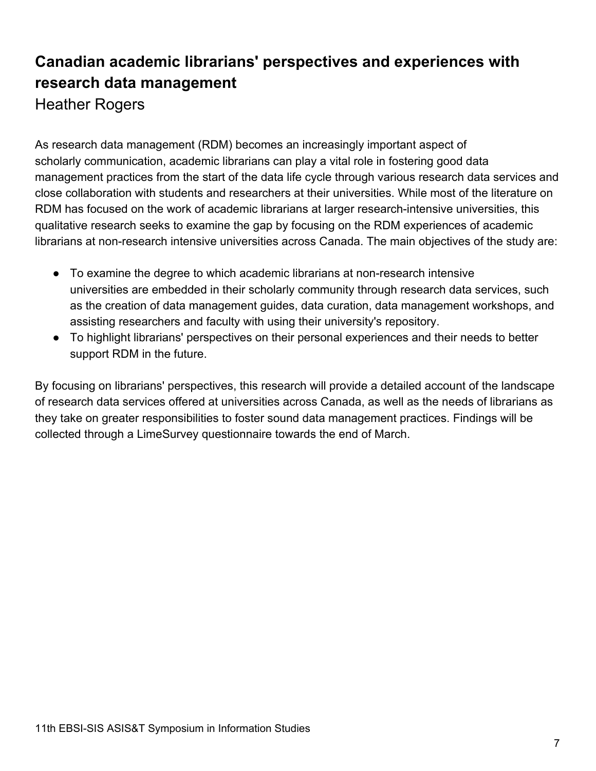## Canadian academic librarians' perspectives and experiences with research data management

Heather Rogers

As research data management (RDM) becomes an increasingly important aspect of scholarly communication, academic librarians can play a vital role in fostering good data management practices from the start of the data life cycle through various research data services and close collaboration with students and researchers at their universities. While most of the literature on RDM has focused on the work of academic librarians at larger research-intensive universities, this qualitative research seeks to examine the gap by focusing on the RDM experiences of academic librarians at non-research intensive universities across Canada. The main objectives of the study are:

- To examine the degree to which academic librarians at non-research intensive universities are embedded in their scholarly community through research data services, such as the creation of data management guides, data curation, data management workshops, and assisting researchers and faculty with using their university's repository.
- To highlight librarians' perspectives on their personal experiences and their needs to better support RDM in the future.

By focusing on librarians' perspectives, this research will provide a detailed account of the landscape of research data services offered at universities across Canada, as well as the needs of librarians as they take on greater responsibilities to foster sound data management practices. Findings will be collected through a LimeSurvey questionnaire towards the end of March.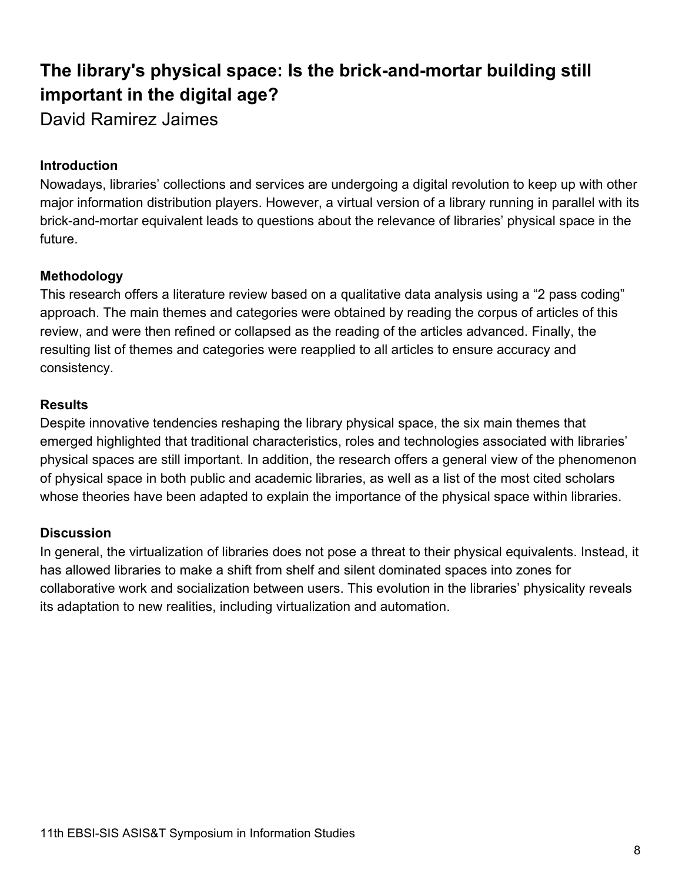# The library's physical space: Is the brick-and-mortar building still important in the digital age?

David Ramirez Jaimes

### Introduction

Nowadays, libraries' collections and services are undergoing a digital revolution to keep up with other major information distribution players. However, a virtual version of a library running in parallel with its brick-and-mortar equivalent leads to questions about the relevance of libraries' physical space in the future.

### Methodology

This research offers a literature review based on a qualitative data analysis using a "2 pass coding" approach. The main themes and categories were obtained by reading the corpus of articles of this review, and were then refined or collapsed as the reading of the articles advanced. Finally, the resulting list of themes and categories were reapplied to all articles to ensure accuracy and consistency.

### Results

Despite innovative tendencies reshaping the library physical space, the six main themes that emerged highlighted that traditional characteristics, roles and technologies associated with libraries' physical spaces are still important. In addition, the research offers a general view of the phenomenon of physical space in both public and academic libraries, as well as a list of the most cited scholars whose theories have been adapted to explain the importance of the physical space within libraries.

### Discussion

In general, the virtualization of libraries does not pose a threat to their physical equivalents. Instead, it has allowed libraries to make a shift from shelf and silent dominated spaces into zones for collaborative work and socialization between users. This evolution in the libraries' physicality reveals its adaptation to new realities, including virtualization and automation.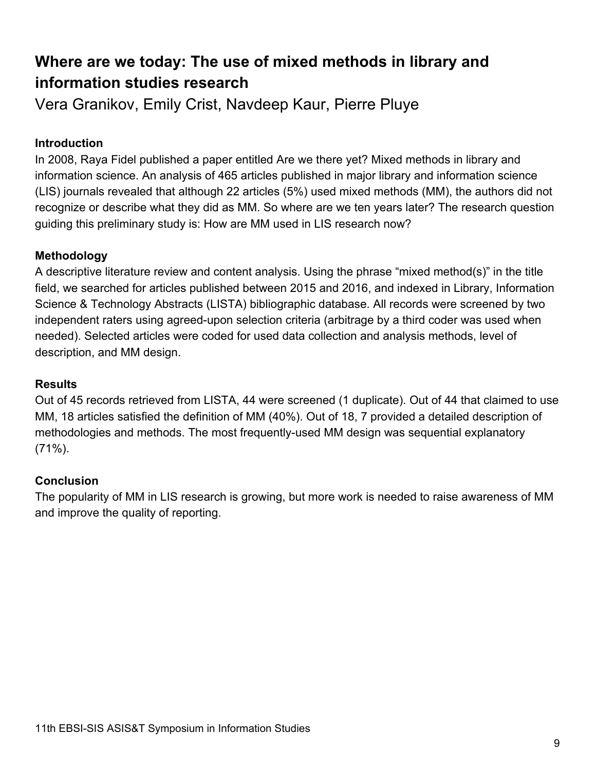## Where are we today: The use of mixed methods in library and information studies research

Vera Granikov, Emily Crist, Navdeep Kaur, Pierre Pluye

### Introduction

In 2008, Raya Fidel published a paper entitled Are we there yet? Mixed methods in library and information science. An analysis of 465 articles published in major library and information science (LIS) journals revealed that although 22 articles (5%) used mixed methods (MM), the authors did not recognize or describe what they did as MM. So where are we ten years later? The research question guiding this preliminary study is: How are MM used in LIS research now?

### Methodology

A descriptive literature review and content analysis. Using the phrase "mixed method(s)" in the title field, we searched for articles published between 2015 and 2016, and indexed in Library, Information Science & Technology Abstracts (LISTA) bibliographic database. All records were screened by two independent raters using agreed-upon selection criteria (arbitrage by a third coder was used when needed). Selected articles were coded for used data collection and analysis methods, level of description, and MM design.

### Results

Out of 45 records retrieved from LISTA, 44 were screened (1 duplicate). Out of 44 that claimed to use MM, 18 articles satisfied the definition of MM (40%). Out of 18, 7 provided a detailed description of methodologies and methods. The most frequently-used MM design was sequential explanatory (71%).

### Conclusion

The popularity of MM in LIS research is growing, but more work is needed to raise awareness of MM and improve the quality of reporting.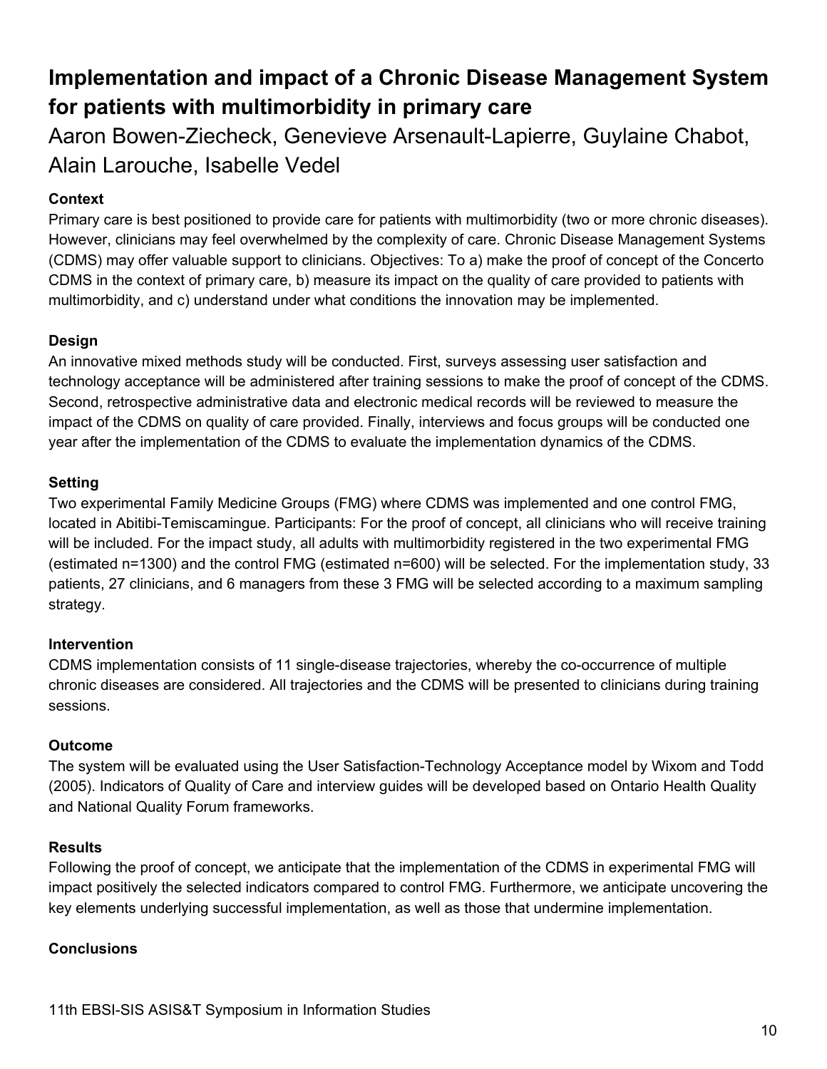# Implementation and impact of a Chronic Disease Management System for patients with multimorbidity in primary care

Aaron Bowen-Ziecheck, Genevieve Arsenault-Lapierre, Guylaine Chabot, Alain Larouche, Isabelle Vedel

**Context**

Primary care is best positioned to provide care for patients with multimorbidity (two or more chronic diseases). However, clinicians may feel overwhelmed by the complexity of care. Chronic Disease Management Systems (CDMS) may offer valuable support to clinicians. Objectives: To a) make the proof of concept of the Concerto CDMS in the context of primary care, b) measure its impact on the quality of care provided to patients with multimorbidity, and c) understand under what conditions the innovation may be implemented.

**Design**

An innovative mixed methods study will be conducted. First, surveys assessing user satisfaction and technology acceptance will be administered after training sessions to make the proof of concept of the CDMS. Second, retrospective administrative data and electronic medical records will be reviewed to measure the impact of the CDMS on quality of care provided. Finally, interviews and focus groups will be conducted one year after the implementation of the CDMS to evaluate the implementation dynamics of the CDMS.

**Setting**

Two experimental Family Medicine Groups (FMG) where CDMS was implemented and one control FMG, located in Abitibi-Temiscamingue. Participants: For the proof of concept, all clinicians who will receive training will be included. For the impact study, all adults with multimorbidity registered in the two experimental FMG (estimated n=1300) and the control FMG (estimated n=600) will be selected. For the implementation study, 33 patients, 27 clinicians, and 6 managers from these 3 FMG will be selected according to a maximum sampling strategy.

**Intervention**

CDMS implementation consists of 11 single-disease trajectories, whereby the co-occurrence of multiple chronic diseases are considered. All trajectories and the CDMS will be presented to clinicians during training sessions.

**Outcome**

The system will be evaluated using the User Satisfaction-Technology Acceptance model by Wixom and Todd (2005). Indicators of Quality of Care and interview guides will be developed based on Ontario Health Quality and National Quality Forum frameworks.

**Results**

Following the proof of concept, we anticipate that the implementation of the CDMS in experimental FMG will impact positively the selected indicators compared to control FMG. Furthermore, we anticipate uncovering the key elements underlying successful implementation, as well as those that undermine implementation.

**Conclusions**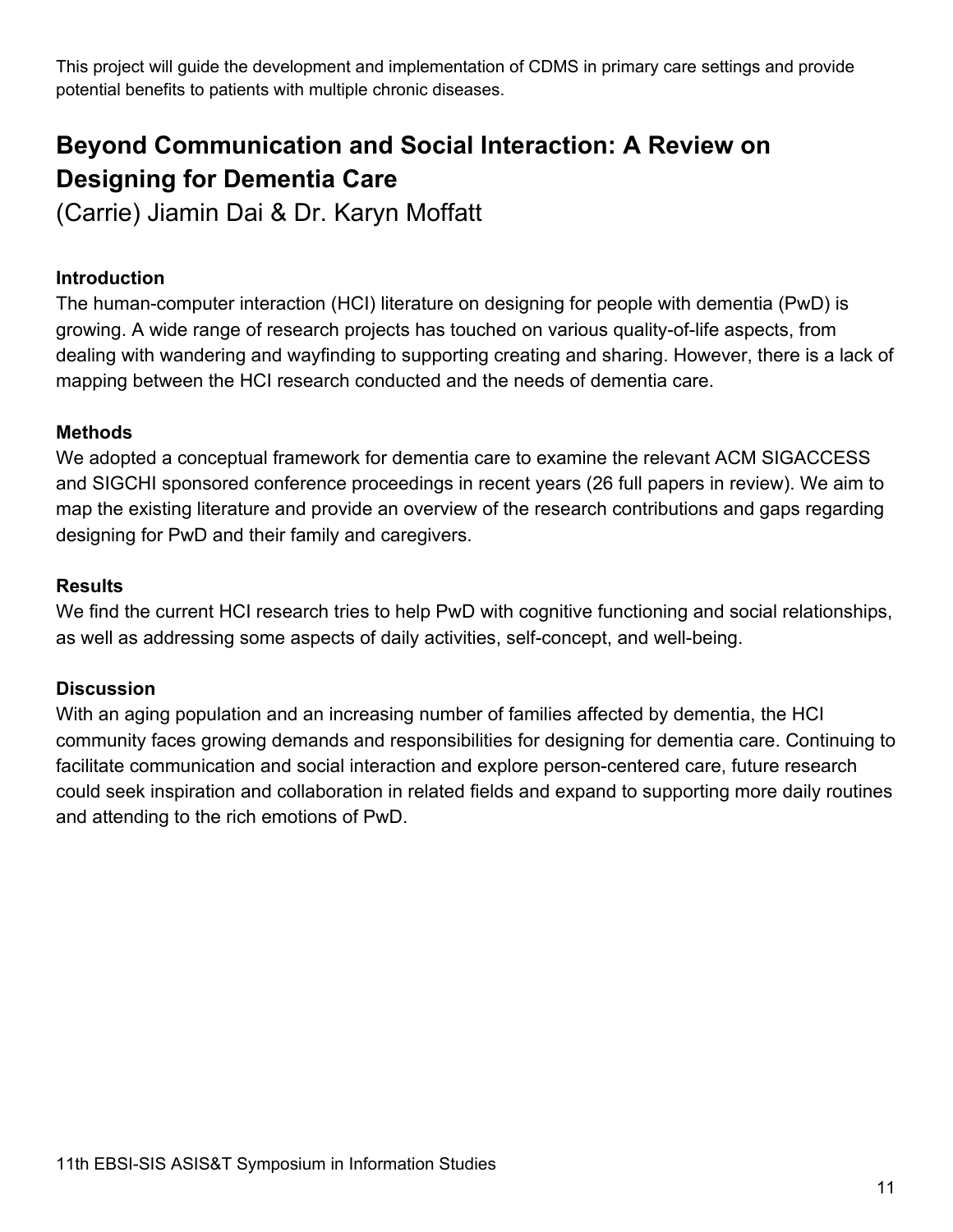This project will guide the development and implementation of CDMS in primary care settings and provide potential benefits to patients with multiple chronic diseases.

## Beyond Communication and Social Interaction: A Review on Designing for Dementia Care

(Carrie) Jiamin Dai & Dr. Karyn Moffatt

**Introduction**

The human-computer interaction (HCI) literature on designing for people with dementia (PwD) is growing. A wide range of research projects has touched on various quality-of-life aspects, from dealing with wandering and wayfinding to supporting creating and sharing. However, there is a lack of mapping between the HCI research conducted and the needs of dementia care.

**Methods**

We adopted a conceptual framework for dementia care to examine the relevant ACM SIGACCESS and SIGCHI sponsored conference proceedings in recent years (26 full papers in review). We aim to map the existing literature and provide an overview of the research contributions and gaps regarding designing for PwD and their family and caregivers.

**Results**

We find the current HCI research tries to help PwD with cognitive functioning and social relationships, as well as addressing some aspects of daily activities, self-concept, and well-being.

**Discussion**

With an aging population and an increasing number of families affected by dementia, the HCI community faces growing demands and responsibilities for designing for dementia care. Continuing to facilitate communication and social interaction and explore person-centered care, future research could seek inspiration and collaboration in related fields and expand to supporting more daily routines and attending to the rich emotions of PwD.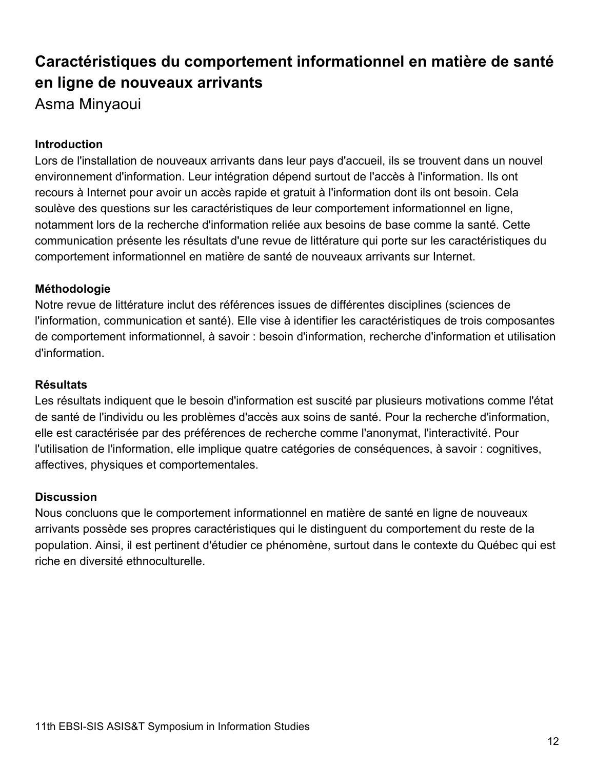# Caractéristiques du comportement informationnel en matière de santé en ligne de nouveaux arrivants

Asma Minyaoui

### Introduction

Lors de l'installation de nouveaux arrivants dans leur pays d'accueil, ils se trouvent dans un nouvel environnement d'information. Leur intégration dépend surtout de l'accès à l'information. Ils ont recours à Internet pour avoir un accès rapide et gratuit à l'information dont ils ont besoin. Cela soulève des questions sur les caractéristiques de leur comportement informationnel en ligne, notamment lors de la recherche d'information reliée aux besoins de base comme la santé. Cette communication présente les résultats d'une revue de littérature qui porte sur les caractéristiques du comportement informationnel en matière de santé de nouveaux arrivants sur Internet.

### Méthodologie

Notre revue de littérature inclut des références issues de différentes disciplines (sciences de l'information, communication et santé). Elle vise à identifier les caractéristiques de trois composantes de comportement informationnel, à savoir : besoin d'information, recherche d'information et utilisation d'information.

### Résultats

Les résultats indiquent que le besoin d'information est suscité par plusieurs motivations comme l'état de santé de l'individu ou les problèmes d'accès aux soins de santé. Pour la recherche d'information, elle est caractérisée par des préférences de recherche comme l'anonymat, l'interactivité. Pour l'utilisation de l'information, elle implique quatre catégories de conséquences, à savoir : cognitives, affectives, physiques et comportementales.

### Discussion

Nous concluons que le comportement informationnel en matière de santé en ligne de nouveaux arrivants possède ses propres caractéristiques qui le distinguent du comportement du reste de la population. Ainsi, il est pertinent d'étudier ce phénomène, surtout dans le contexte du Québec qui est riche en diversité ethnoculturelle.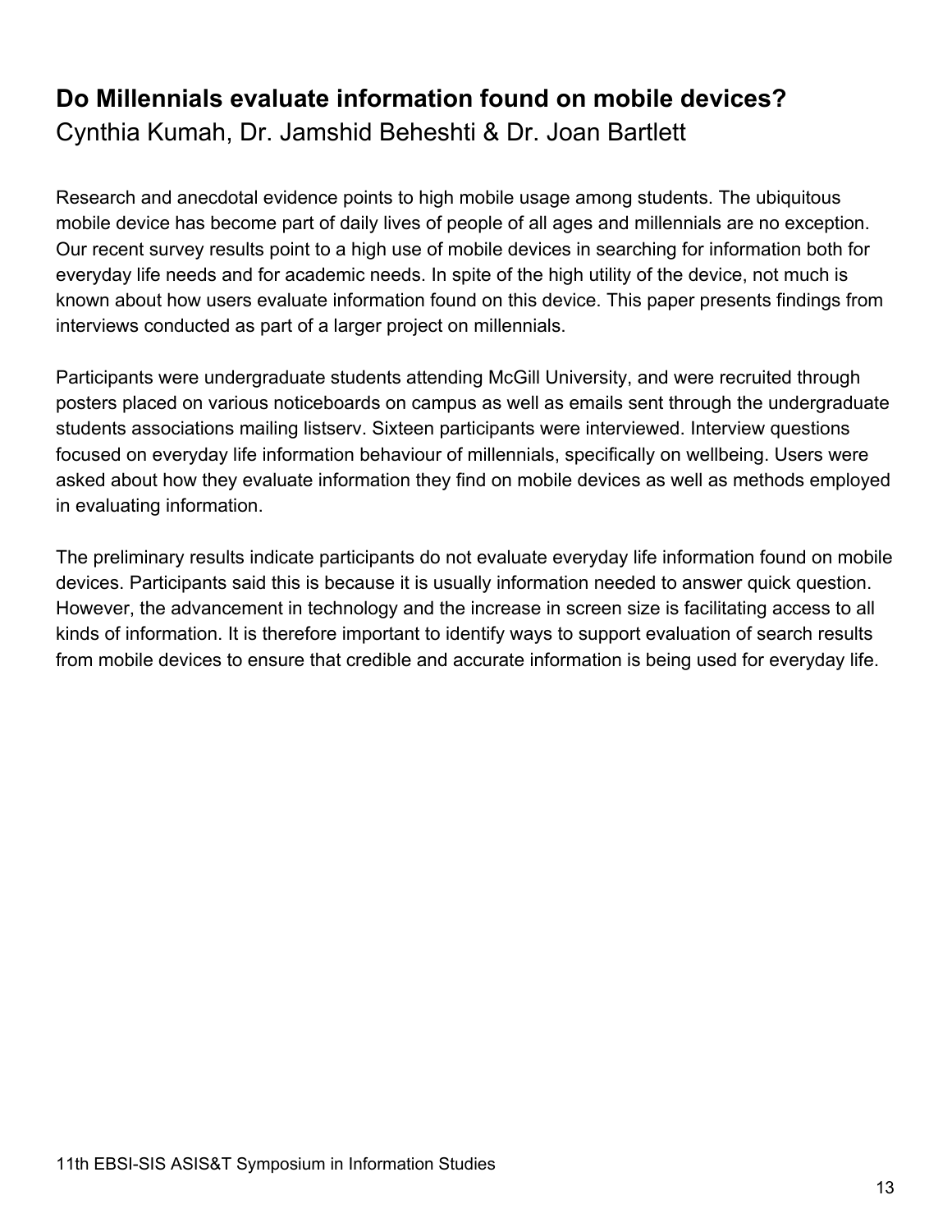## Do Millennials evaluate information found on mobile devices?

Cynthia Kumah, Dr. Jamshid Beheshti & Dr. Joan Bartlett

Research and anecdotal evidence points to high mobile usage among students. The ubiquitous mobile device has become part of daily lives of people of all ages and millennials are no exception. Our recent survey results point to a high use of mobile devices in searching for information both for everyday life needs and for academic needs. In spite of the high utility of the device, not much is known about how users evaluate information found on this device. This paper presents findings from interviews conducted as part of a larger project on millennials.

Participants were undergraduate students attending McGill University, and were recruited through posters placed on various noticeboards on campus as well as emails sent through the undergraduate students associations mailing listserv. Sixteen participants were interviewed. Interview questions focused on everyday life information behaviour of millennials, specifically on wellbeing. Users were asked about how they evaluate information they find on mobile devices as well as methods employed in evaluating information.

The preliminary results indicate participants do not evaluate everyday life information found on mobile devices. Participants said this is because it is usually information needed to answer quick question. However, the advancement in technology and the increase in screen size is facilitating access to all kinds of information. It is therefore important to identify ways to support evaluation of search results from mobile devices to ensure that credible and accurate information is being used for everyday life.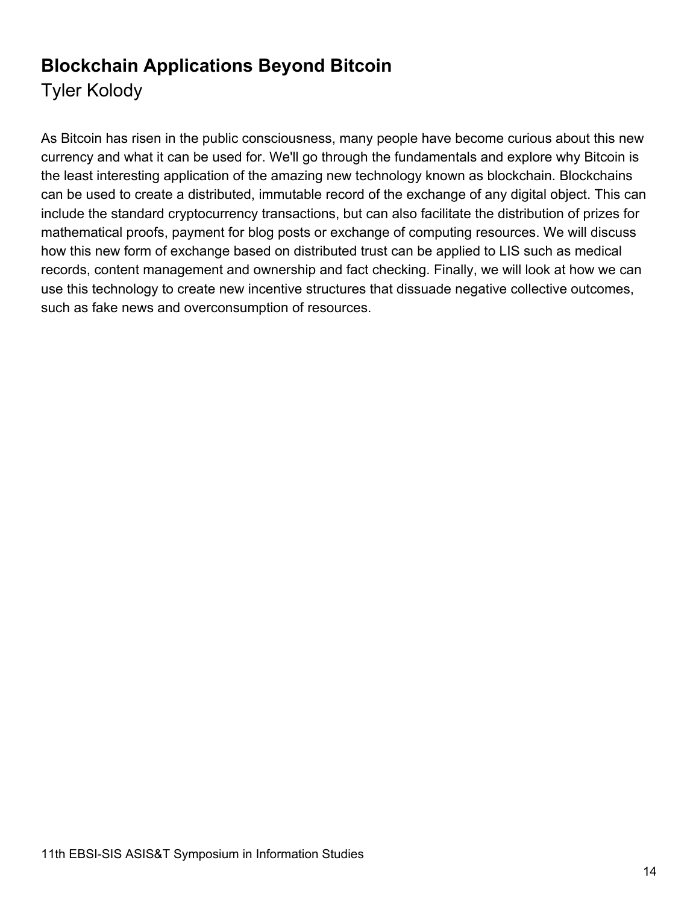## Blockchain Applications Beyond Bitcoin

Tyler Kolody

As Bitcoin has risen in the public consciousness, many people have become curious about this new currency and what it can be used for. We'll go through the fundamentals and explore why Bitcoin is the least interesting application of the amazing new technology known as blockchain. Blockchains can be used to create a distributed, immutable record of the exchange of any digital object. This can include the standard cryptocurrency transactions, but can also facilitate the distribution of prizes for mathematical proofs, payment for blog posts or exchange of computing resources. We will discuss how this new form of exchange based on distributed trust can be applied to LIS such as medical records, content management and ownership and fact checking. Finally, we will look at how we can use this technology to create new incentive structures that dissuade negative collective outcomes, such as fake news and overconsumption of resources.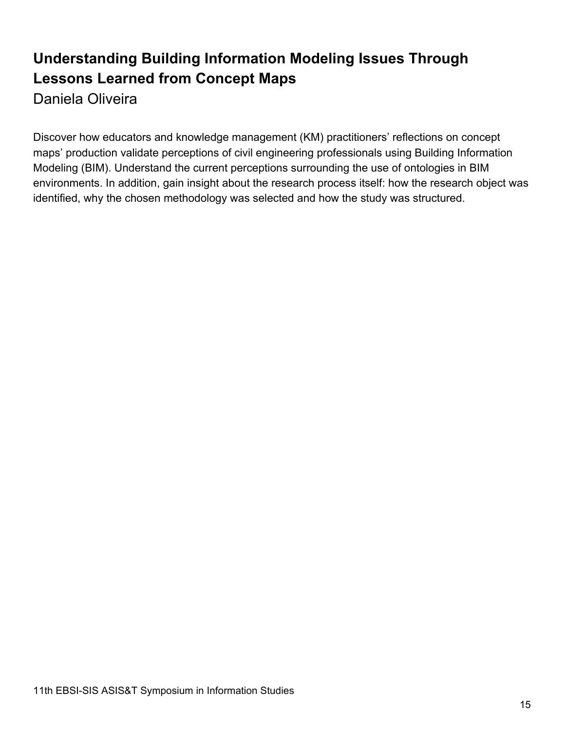## Understanding Building Information Modeling Issues Through Lessons Learned from Concept Maps

Daniela Oliveira

Discover how educators and knowledge management (KM) practitioners' reflections on concept maps' production validate perceptions of civil engineering professionals using Building Information Modeling (BIM). Understand the current perceptions surrounding the use of ontologies in BIM environments. In addition, gain insight about the research process itself: how the research object was identified, why the chosen methodology was selected and how the study was structured.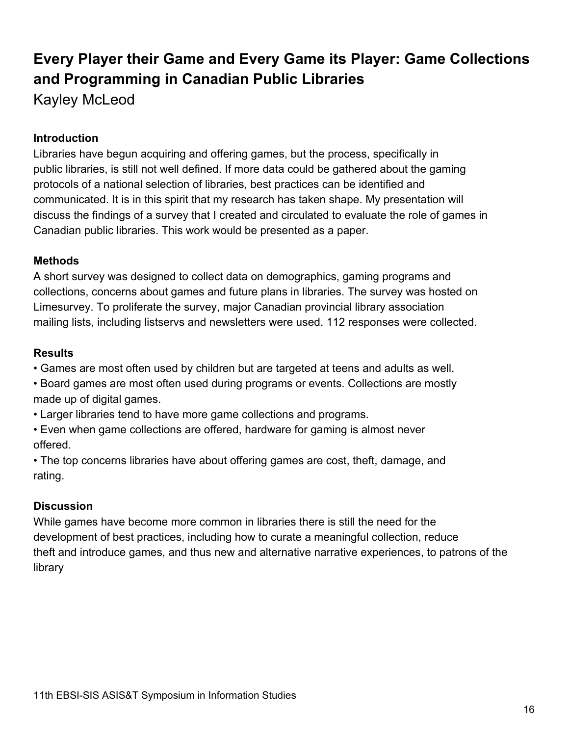# Every Player their Game and Every Game its Player: Game Collections and Programming in Canadian Public Libraries

Kayley McLeod

## Introduction

Libraries have begun acquiring and offering games, but the process, specifically in public libraries, is still not well defined. If more data could be gathered about the gaming protocols of a national selection of libraries, best practices can be identified and communicated. It is in this spirit that my research has taken shape. My presentation will discuss the findings of a survey that I created and circulated to evaluate the role of games in Canadian public libraries. This work would be presented as a paper.

## Methods

A short survey was designed to collect data on demographics, gaming programs and collections, concerns about games and future plans in libraries. The survey was hosted on Limesurvey. To proliferate the survey, major Canadian provincial library association mailing lists, including listservs and newsletters were used. 112 responses were collected.

## Results

- Games are most often used by children but are targeted at teens and adults as well.
- Board games are most often used during programs or events. Collections are mostly made up of digital games.
- Larger libraries tend to have more game collections and programs.
- Even when game collections are offered, hardware for gaming is almost never offered.
- The top concerns libraries have about offering games are cost, theft, damage, and rating.

## Discussion

While games have become more common in libraries there is still the need for the development of best practices, including how to curate a meaningful collection, reduce theft and introduce games, and thus new and alternative narrative experiences, to patrons of the library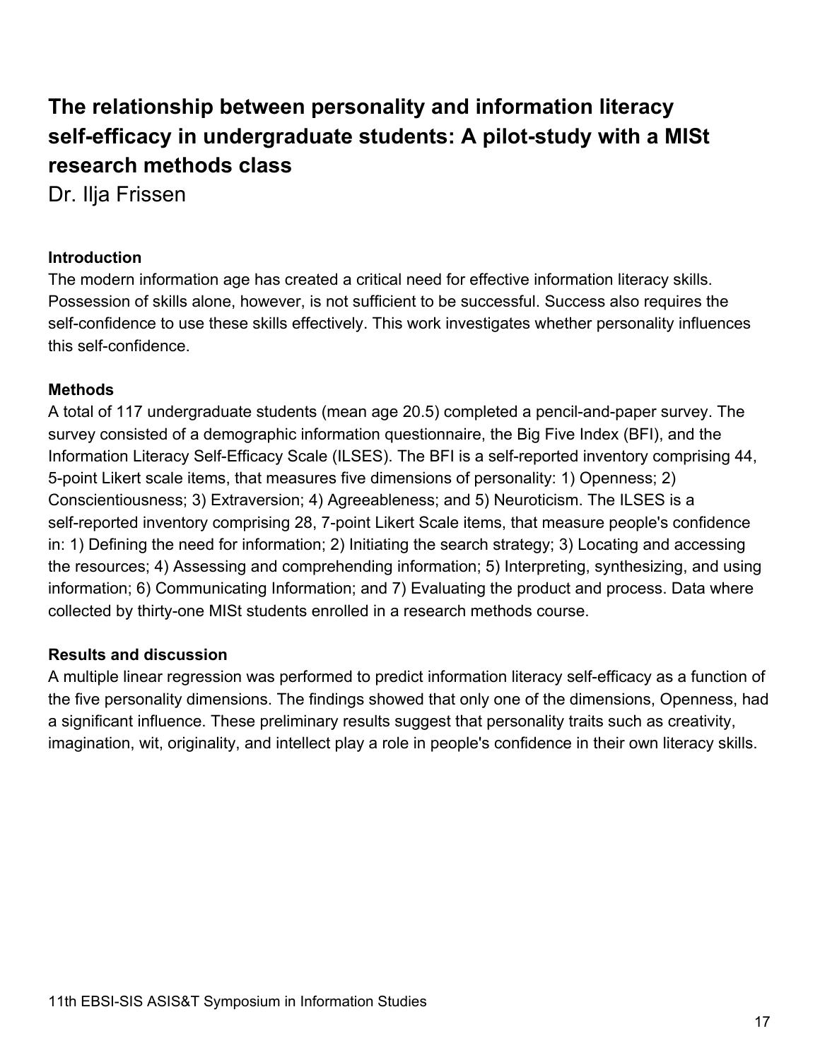## The relationship between personality and information literacy self-efficacy in undergraduate students: A pilot-study with a MISt research methods class

Dr. Ilja Frissen

### Introduction

The modern information age has created a critical need for effective information literacy skills. Possession of skills alone, however, is not sufficient to be successful. Success also requires the self-confidence to use these skills effectively. This work investigates whether personality influences this self-confidence.

### Methods

A total of 117 undergraduate students (mean age 20.5) completed a pencil-and-paper survey. The survey consisted of a demographic information questionnaire, the Big Five Index (BFI), and the Information Literacy Self-Efficacy Scale (ILSES). The BFI is a self-reported inventory comprising 44, 5-point Likert scale items, that measures five dimensions of personality: 1) Openness; 2) Conscientiousness; 3) Extraversion; 4) Agreeableness; and 5) Neuroticism. The ILSES is a self-reported inventory comprising 28, 7-point Likert Scale items, that measure people's confidence in: 1) Defining the need for information; 2) Initiating the search strategy; 3) Locating and accessing the resources; 4) Assessing and comprehending information; 5) Interpreting, synthesizing, and using information; 6) Communicating Information; and 7) Evaluating the product and process. Data where collected by thirty-one MISt students enrolled in a research methods course.

### Results and discussion

A multiple linear regression was performed to predict information literacy self-efficacy as a function of the five personality dimensions. The findings showed that only one of the dimensions, Openness, had a significant influence. These preliminary results suggest that personality traits such as creativity, imagination, wit, originality, and intellect play a role in people's confidence in their own literacy skills.